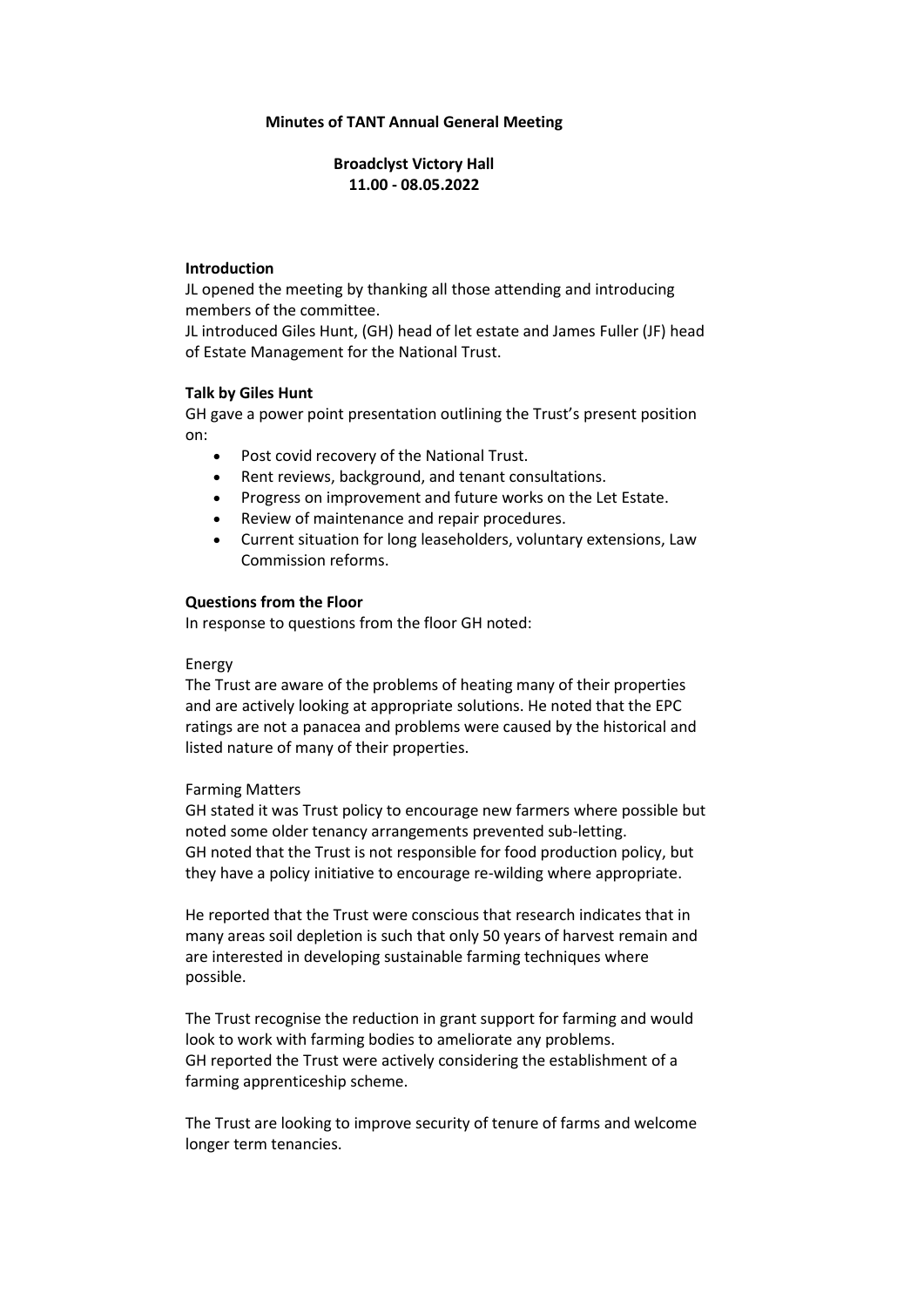**Minutes of TANT Annual General Meeting**

**Broadclyst Victory Hall**
**11.00 - 08.05.2022**

**Introduction**

JL opened the meeting by thanking all those attending and introducing members of the committee.

JL introduced Giles Hunt, (GH) head of let estate and James Fuller (JF) head of Estate Management for the National Trust.

**Talk by Giles Hunt**

GH gave a power point presentation outlining the Trust's present position on:

- Post covid recovery of the National Trust.
- Rent reviews, background, and tenant consultations.
- Progress on improvement and future works on the Let Estate.
- Review of maintenance and repair procedures.
- Current situation for long leaseholders, voluntary extensions, Law Commission reforms.

**Questions from the Floor**

In response to questions from the floor GH noted:

Energy

The Trust are aware of the problems of heating many of their properties and are actively looking at appropriate solutions. He noted that the EPC ratings are not a panacea and problems were caused by the historical and listed nature of many of their properties.

Farming Matters

GH stated it was Trust policy to encourage new farmers where possible but noted some older tenancy arrangements prevented sub-letting.

GH noted that the Trust is not responsible for food production policy, but they have a policy initiative to encourage re-wilding where appropriate.

He reported that the Trust were conscious that research indicates that in many areas soil depletion is such that only 50 years of harvest remain and are interested in developing sustainable farming techniques where possible.

The Trust recognise the reduction in grant support for farming and would look to work with farming bodies to ameliorate any problems.

GH reported the Trust were actively considering the establishment of a farming apprenticeship scheme.

The Trust are looking to improve security of tenure of farms and welcome longer term tenancies.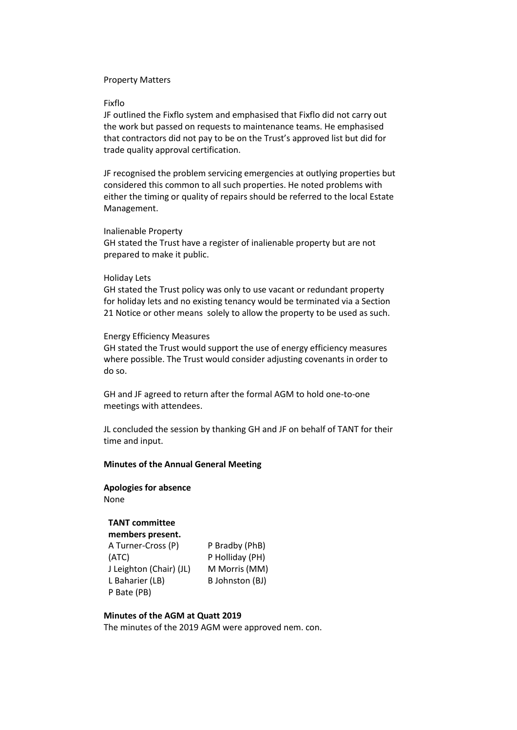Property Matters

Fixflo

JF outlined the Fixflo system and emphasised that Fixflo did not carry out the work but passed on requests to maintenance teams. He emphasised that contractors did not pay to be on the Trust's approved list but did for trade quality approval certification.

JF recognised the problem servicing emergencies at outlying properties but considered this common to all such properties. He noted problems with either the timing or quality of repairs should be referred to the local Estate Management.

Inalienable Property

GH stated the Trust have a register of inalienable property but are not prepared to make it public.

Holiday Lets

GH stated the Trust policy was only to use vacant or redundant property for holiday lets and no existing tenancy would be terminated via a Section 21 Notice or other means solely to allow the property to be used as such.

Energy Efficiency Measures

GH stated the Trust would support the use of energy efficiency measures where possible. The Trust would consider adjusting covenants in order to do so.

GH and JF agreed to return after the formal AGM to hold one-to-one meetings with attendees.

JL concluded the session by thanking GH and JF on behalf of TANT for their time and input.

**Minutes of the Annual General Meeting**

**Apologies for absence**

None

**TANT committee members present.**

| | |
|---|---|
| A Turner-Cross (P) (ATC) | P Bradby (PhB) |
| J Leighton (Chair) (JL) | P Holliday (PH) |
| L Baharier (LB) | M Morris (MM) |
| P Bate (PB) | B Johnston (BJ) |

**Minutes of the AGM at Quatt 2019**

The minutes of the 2019 AGM were approved nem. con.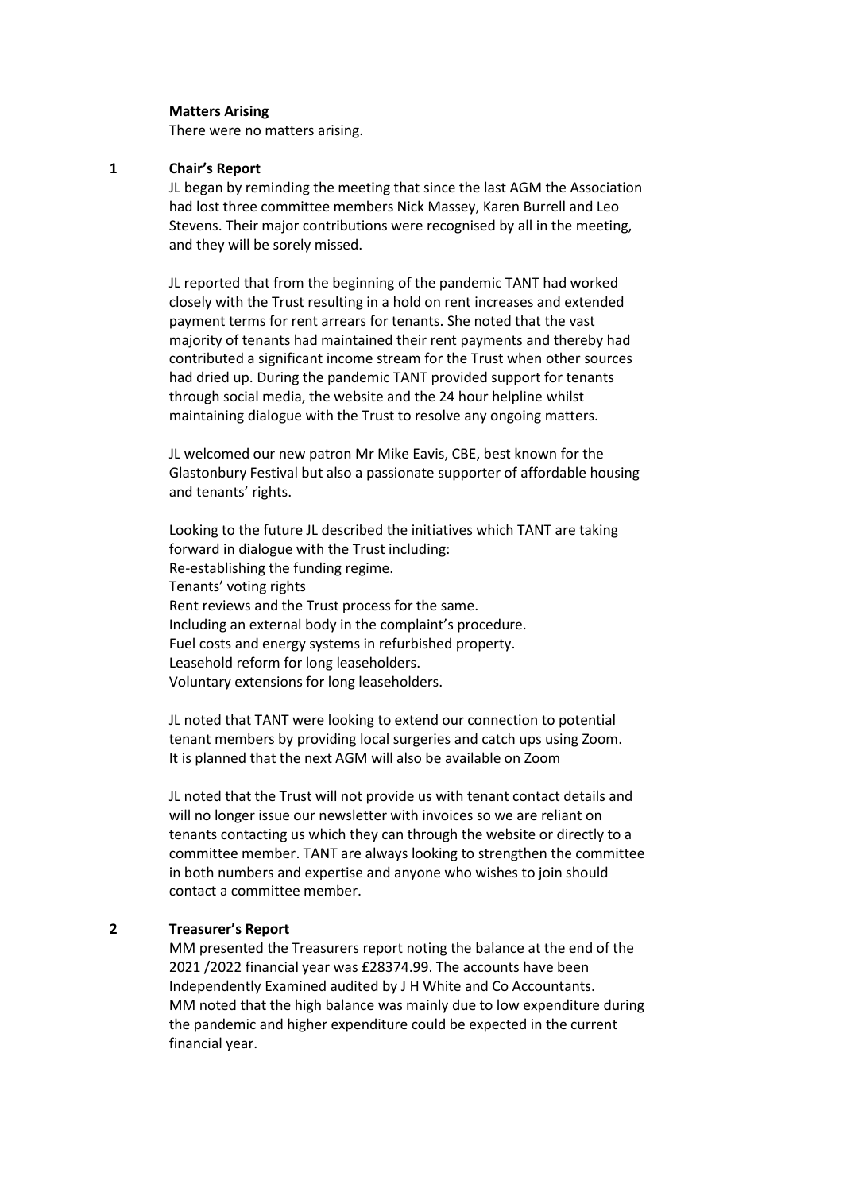**Matters Arising**

There were no matters arising.

**1 Chair's Report**

JL began by reminding the meeting that since the last AGM the Association had lost three committee members Nick Massey, Karen Burrell and Leo Stevens. Their major contributions were recognised by all in the meeting, and they will be sorely missed.

JL reported that from the beginning of the pandemic TANT had worked closely with the Trust resulting in a hold on rent increases and extended payment terms for rent arrears for tenants. She noted that the vast majority of tenants had maintained their rent payments and thereby had contributed a significant income stream for the Trust when other sources had dried up. During the pandemic TANT provided support for tenants through social media, the website and the 24 hour helpline whilst maintaining dialogue with the Trust to resolve any ongoing matters.

JL welcomed our new patron Mr Mike Eavis, CBE, best known for the Glastonbury Festival but also a passionate supporter of affordable housing and tenants' rights.

Looking to the future JL described the initiatives which TANT are taking forward in dialogue with the Trust including:
Re-establishing the funding regime.
Tenants' voting rights
Rent reviews and the Trust process for the same.
Including an external body in the complaint's procedure.
Fuel costs and energy systems in refurbished property.
Leasehold reform for long leaseholders.
Voluntary extensions for long leaseholders.

JL noted that TANT were looking to extend our connection to potential tenant members by providing local surgeries and catch ups using Zoom. It is planned that the next AGM will also be available on Zoom

JL noted that the Trust will not provide us with tenant contact details and will no longer issue our newsletter with invoices so we are reliant on tenants contacting us which they can through the website or directly to a committee member. TANT are always looking to strengthen the committee in both numbers and expertise and anyone who wishes to join should contact a committee member.

**2 Treasurer's Report**

MM presented the Treasurers report noting the balance at the end of the 2021 /2022 financial year was £28374.99. The accounts have been Independently Examined audited by J H White and Co Accountants. MM noted that the high balance was mainly due to low expenditure during the pandemic and higher expenditure could be expected in the current financial year.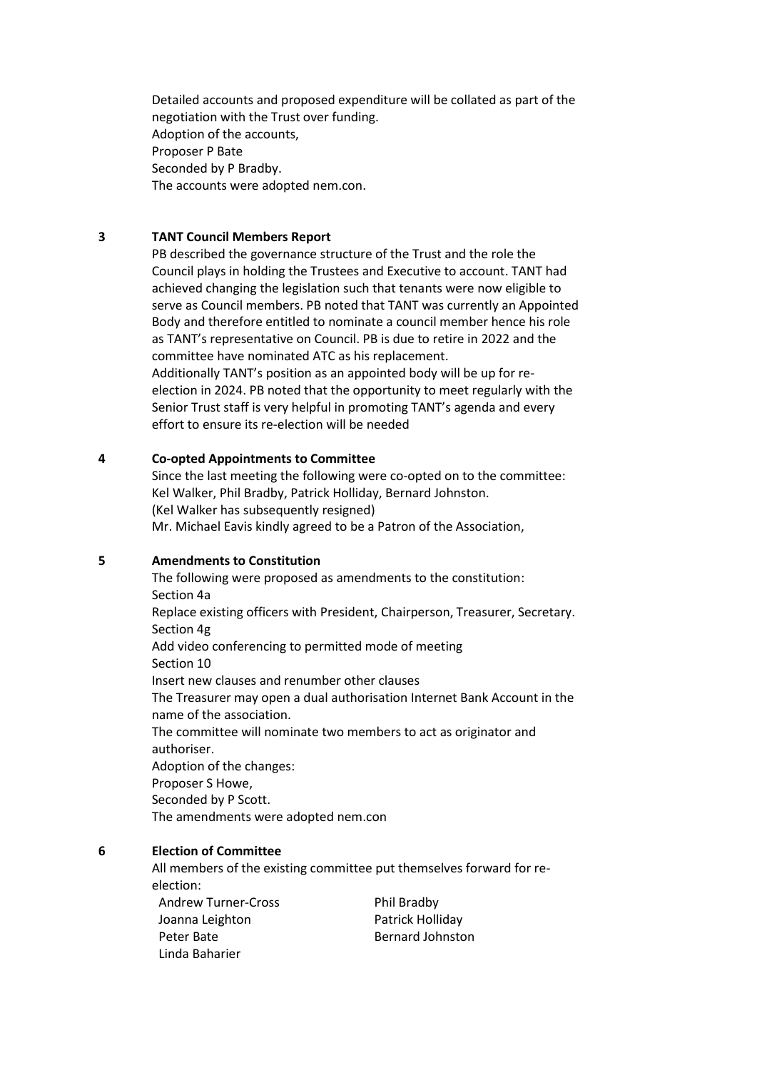Detailed accounts and proposed expenditure will be collated as part of the negotiation with the Trust over funding.
Adoption of the accounts,
Proposer P Bate
Seconded by P Bradby.
The accounts were adopted nem.con.

**3 TANT Council Members Report**

PB described the governance structure of the Trust and the role the Council plays in holding the Trustees and Executive to account. TANT had achieved changing the legislation such that tenants were now eligible to serve as Council members. PB noted that TANT was currently an Appointed Body and therefore entitled to nominate a council member hence his role as TANT's representative on Council. PB is due to retire in 2022 and the committee have nominated ATC as his replacement.
Additionally TANT's position as an appointed body will be up for re-election in 2024. PB noted that the opportunity to meet regularly with the Senior Trust staff is very helpful in promoting TANT's agenda and every effort to ensure its re-election will be needed

**4 Co-opted Appointments to Committee**

Since the last meeting the following were co-opted on to the committee:
Kel Walker, Phil Bradby, Patrick Holliday, Bernard Johnston.
(Kel Walker has subsequently resigned)
Mr. Michael Eavis kindly agreed to be a Patron of the Association,

**5 Amendments to Constitution**

The following were proposed as amendments to the constitution:
Section 4a
Replace existing officers with President, Chairperson, Treasurer, Secretary.
Section 4g
Add video conferencing to permitted mode of meeting
Section 10
Insert new clauses and renumber other clauses
The Treasurer may open a dual authorisation Internet Bank Account in the name of the association.
The committee will nominate two members to act as originator and authoriser.
Adoption of the changes:
Proposer S Howe,
Seconded by P Scott.
The amendments were adopted nem.con

**6 Election of Committee**

All members of the existing committee put themselves forward for re-election:

Andrew Turner-Cross
Joanna Leighton
Peter Bate
Linda Baharier
Phil Bradby
Patrick Holliday
Bernard Johnston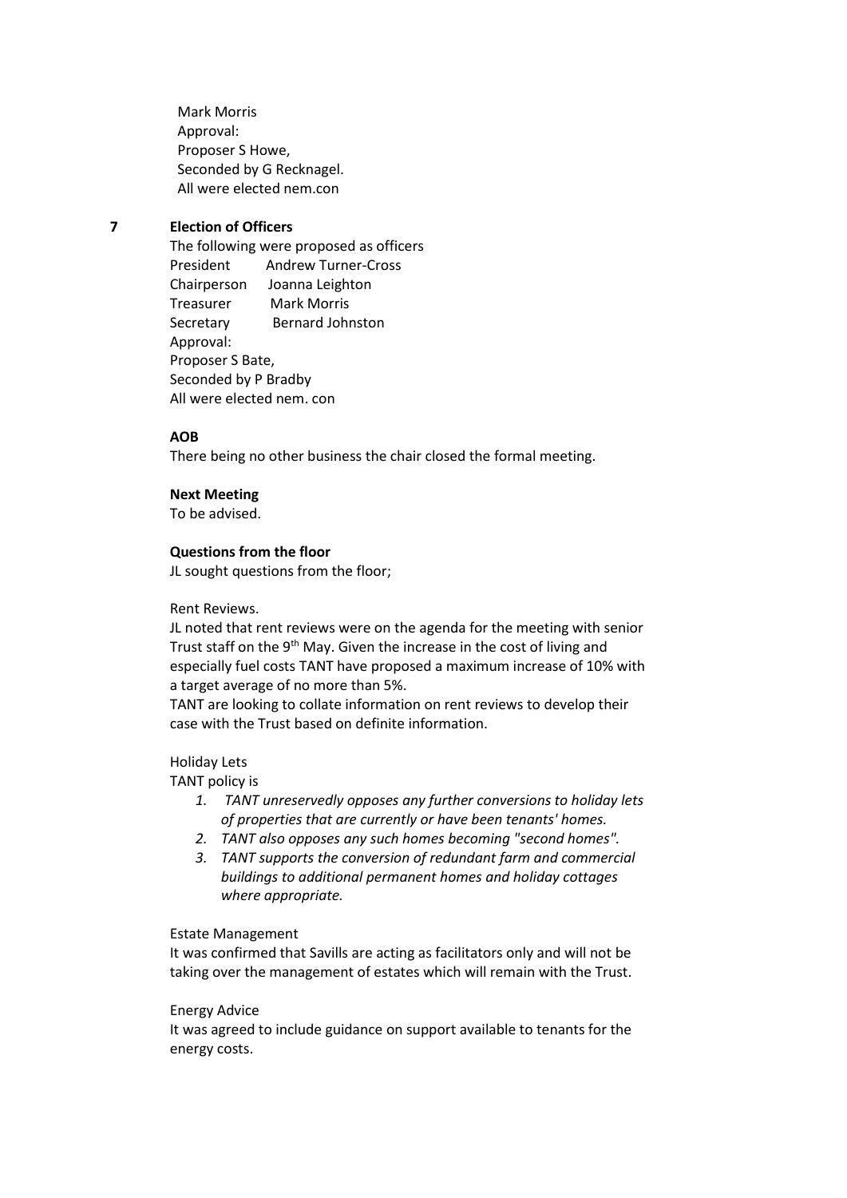Mark Morris
Approval:
Proposer S Howe,
Seconded by G Recknagel.
All were elected nem.con

## 7 Election of Officers

The following were proposed as officers

| | |
|---|---|
| President | Andrew Turner-Cross |
| Chairperson | Joanna Leighton |
| Treasurer | Mark Morris |
| Secretary | Bernard Johnston |

Approval:
Proposer S Bate,
Seconded by P Bradby
All were elected nem. con

**AOB**

There being no other business the chair closed the formal meeting.

**Next Meeting**

To be advised.

**Questions from the floor**

JL sought questions from the floor;

Rent Reviews.

JL noted that rent reviews were on the agenda for the meeting with senior Trust staff on the 9th May. Given the increase in the cost of living and especially fuel costs TANT have proposed a maximum increase of 10% with a target average of no more than 5%.

TANT are looking to collate information on rent reviews to develop their case with the Trust based on definite information.

Holiday Lets

TANT policy is

1. *TANT unreservedly opposes any further conversions to holiday lets of properties that are currently or have been tenants' homes.*
2. *TANT also opposes any such homes becoming "second homes".*
3. *TANT supports the conversion of redundant farm and commercial buildings to additional permanent homes and holiday cottages where appropriate.*

Estate Management

It was confirmed that Savills are acting as facilitators only and will not be taking over the management of estates which will remain with the Trust.

Energy Advice

It was agreed to include guidance on support available to tenants for the energy costs.